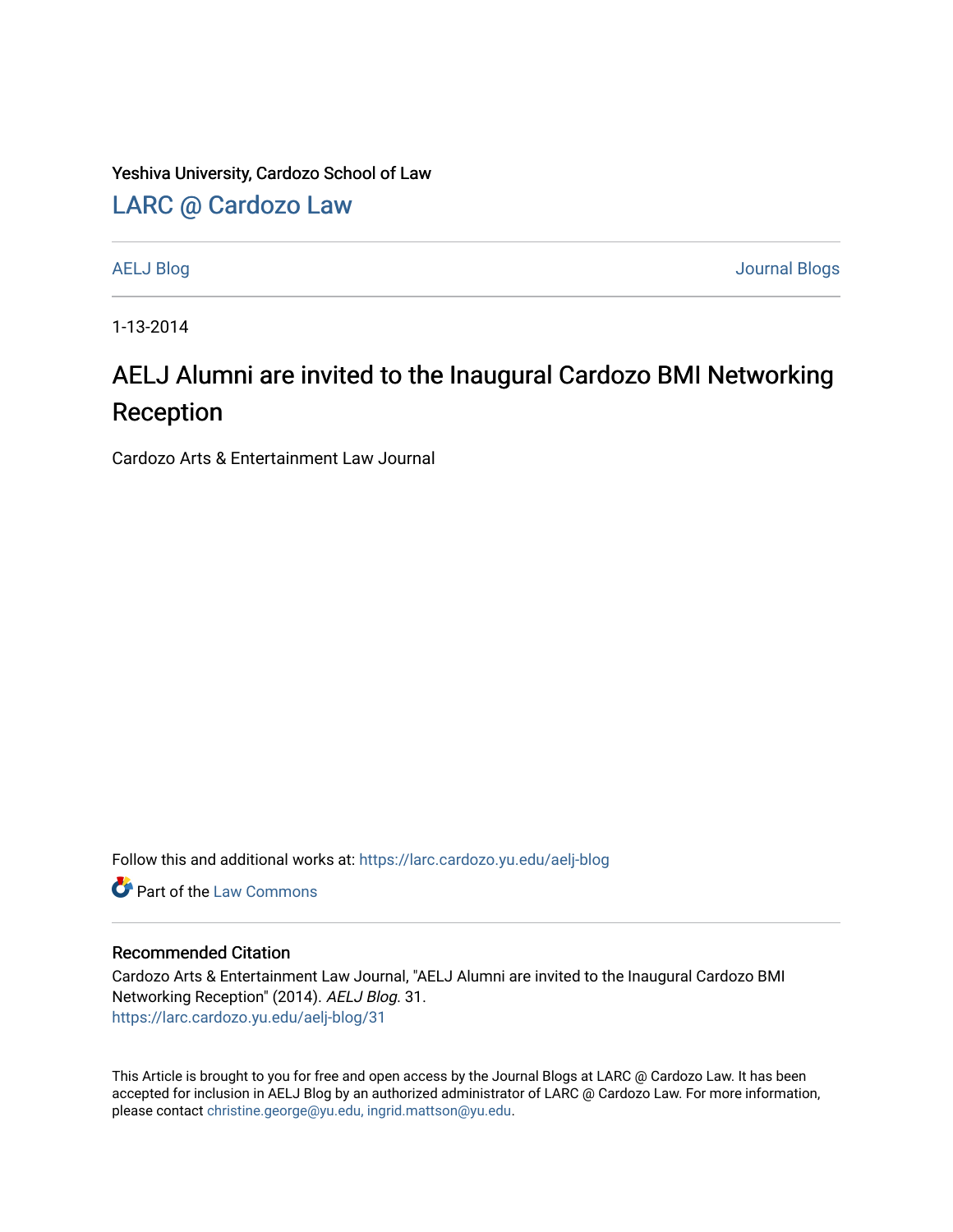Yeshiva University, Cardozo School of Law

LARC @ Cardozo Law

AELJ Blog

Journal Blogs

1-13-2014

# AELJ Alumni are invited to the Inaugural Cardozo BMI Networking Reception

Cardozo Arts & Entertainment Law Journal

Follow this and additional works at: https://larc.cardozo.yu.edu/aelj-blog

Part of the Law Commons

## Recommended Citation

Cardozo Arts & Entertainment Law Journal, "AELJ Alumni are invited to the Inaugural Cardozo BMI Networking Reception" (2014). *AELJ Blog*. 31.
https://larc.cardozo.yu.edu/aelj-blog/31

This Article is brought to you for free and open access by the Journal Blogs at LARC @ Cardozo Law. It has been accepted for inclusion in AELJ Blog by an authorized administrator of LARC @ Cardozo Law. For more information, please contact christine.george@yu.edu, ingrid.mattson@yu.edu.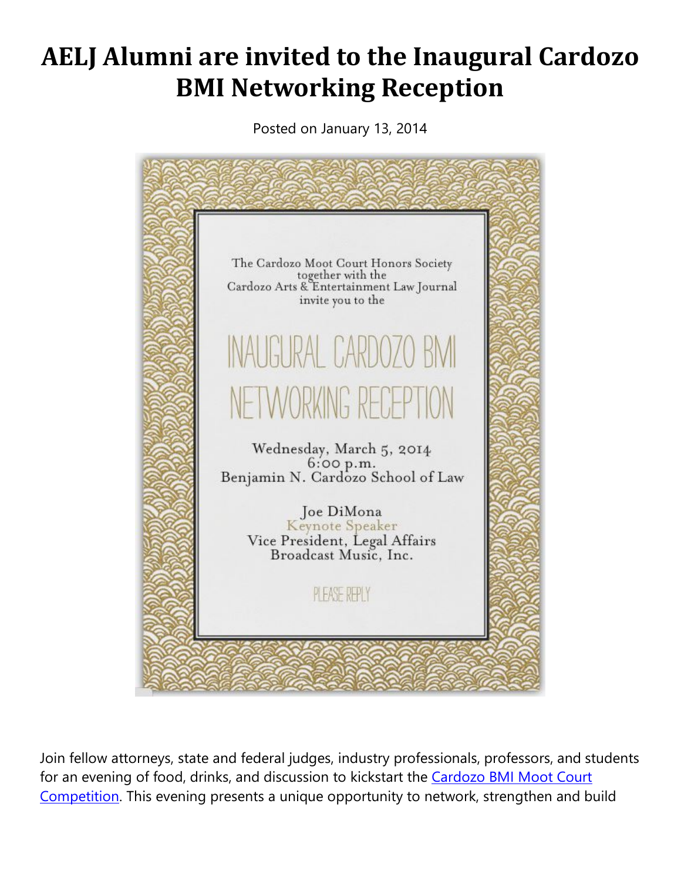# AELJ Alumni are invited to the Inaugural Cardozo BMI Networking Reception

Posted on January 13, 2014

The Cardozo Moot Court Honors Society
together with the
Cardozo Arts & Entertainment Law Journal
invite you to the

INAUGURAL CARDOZO BMI
NETWORKING RECEPTION

Wednesday, March 5, 2014
6:00 p.m.
Benjamin N. Cardozo School of Law

Joe DiMona
Keynote Speaker
Vice President, Legal Affairs
Broadcast Music, Inc.

PLEASE REPLY

Join fellow attorneys, state and federal judges, industry professionals, professors, and students for an evening of food, drinks, and discussion to kickstart the [Cardozo BMI Moot Court Competition](). This evening presents a unique opportunity to network, strengthen and build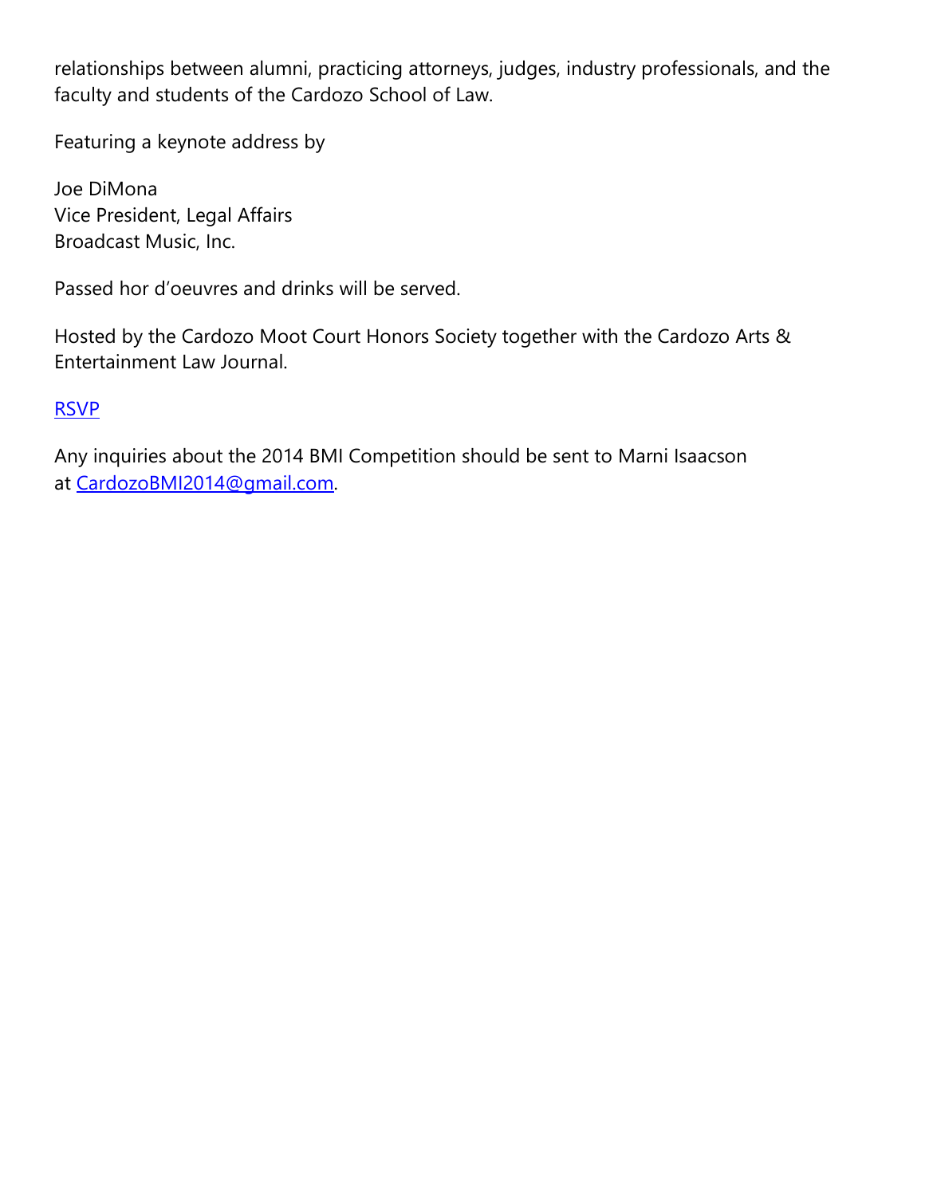relationships between alumni, practicing attorneys, judges, industry professionals, and the faculty and students of the Cardozo School of Law.

Featuring a keynote address by

Joe DiMona
Vice President, Legal Affairs
Broadcast Music, Inc.

Passed hor d'oeuvres and drinks will be served.

Hosted by the Cardozo Moot Court Honors Society together with the Cardozo Arts & Entertainment Law Journal.

RSVP

Any inquiries about the 2014 BMI Competition should be sent to Marni Isaacson at CardozoBMI2014@gmail.com.